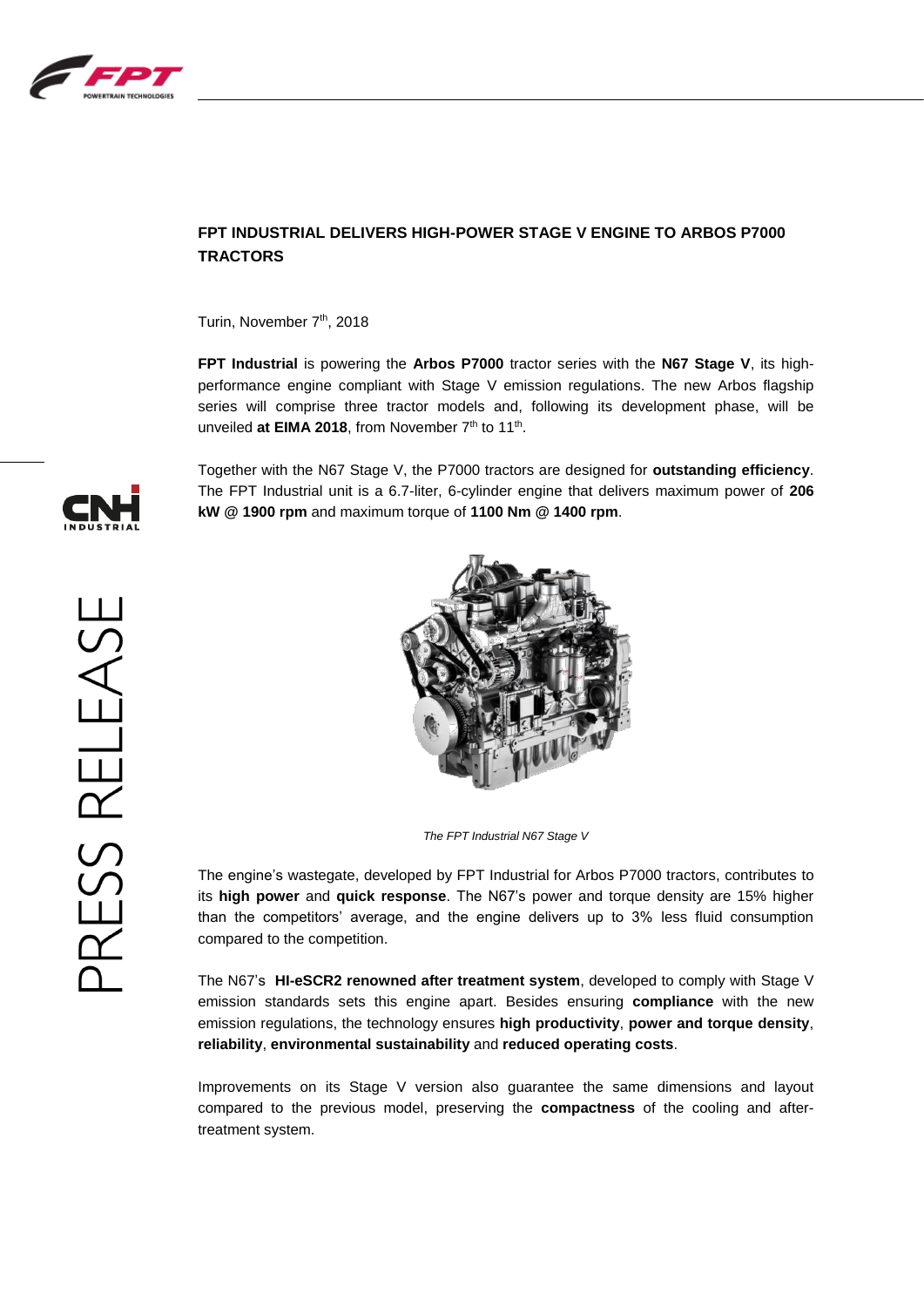# FPT INDUSTRIAL DELIVERS HIGH-POWER STAGE V ENGINE TO ARBOS P7000 TRACTORS

Turin, November 7th, 2018

**FPT Industrial** is powering the **Arbos P7000** tractor series with the **N67 Stage V**, its high-performance engine compliant with Stage V emission regulations. The new Arbos flagship series will comprise three tractor models and, following its development phase, will be unveiled **at EIMA 2018**, from November 7th to 11th.

Together with the N67 Stage V, the P7000 tractors are designed for **outstanding efficiency**. The FPT Industrial unit is a 6.7-liter, 6-cylinder engine that delivers maximum power of **206 kW @ 1900 rpm** and maximum torque of **1100 Nm @ 1400 rpm**.

*The FPT Industrial N67 Stage V*

The engine's wastegate, developed by FPT Industrial for Arbos P7000 tractors, contributes to its **high power** and **quick response**. The N67's power and torque density are 15% higher than the competitors' average, and the engine delivers up to 3% less fluid consumption compared to the competition.

The N67's **HI-eSCR2 renowned after treatment system**, developed to comply with Stage V emission standards sets this engine apart. Besides ensuring **compliance** with the new emission regulations, the technology ensures **high productivity**, **power and torque density**, **reliability**, **environmental sustainability** and **reduced operating costs**.

Improvements on its Stage V version also guarantee the same dimensions and layout compared to the previous model, preserving the **compactness** of the cooling and after-treatment system.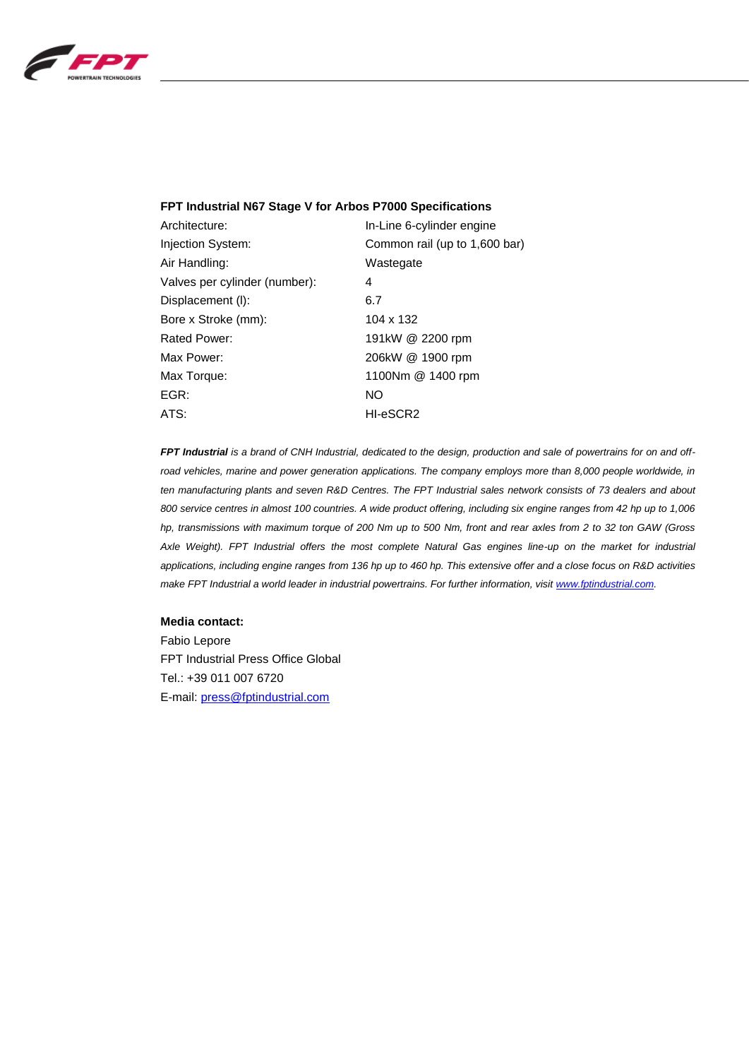**FPT Industrial N67 Stage V for Arbos P7000 Specifications**

| | |
|---|---|
| Architecture: | In-Line 6-cylinder engine |
| Injection System: | Common rail (up to 1,600 bar) |
| Air Handling: | Wastegate |
| Valves per cylinder (number): | 4 |
| Displacement (l): | 6.7 |
| Bore x Stroke (mm): | 104 x 132 |
| Rated Power: | 191kW @ 2200 rpm |
| Max Power: | 206kW @ 1900 rpm |
| Max Torque: | 1100Nm @ 1400 rpm |
| EGR: | NO |
| ATS: | HI-eSCR2 |

***FPT Industrial** is a brand of CNH Industrial, dedicated to the design, production and sale of powertrains for on and off-road vehicles, marine and power generation applications. The company employs more than 8,000 people worldwide, in ten manufacturing plants and seven R&D Centres. The FPT Industrial sales network consists of 73 dealers and about 800 service centres in almost 100 countries. A wide product offering, including six engine ranges from 42 hp up to 1,006 hp, transmissions with maximum torque of 200 Nm up to 500 Nm, front and rear axles from 2 to 32 ton GAW (Gross Axle Weight). FPT Industrial offers the most complete Natural Gas engines line-up on the market for industrial applications, including engine ranges from 136 hp up to 460 hp. This extensive offer and a close focus on R&D activities make FPT Industrial a world leader in industrial powertrains. For further information, visit [www.fptindustrial.com](http://www.fptindustrial.com).*

**Media contact:**
Fabio Lepore
FPT Industrial Press Office Global
Tel.: +39 011 007 6720
E-mail: [press@fptindustrial.com](mailto:press@fptindustrial.com)